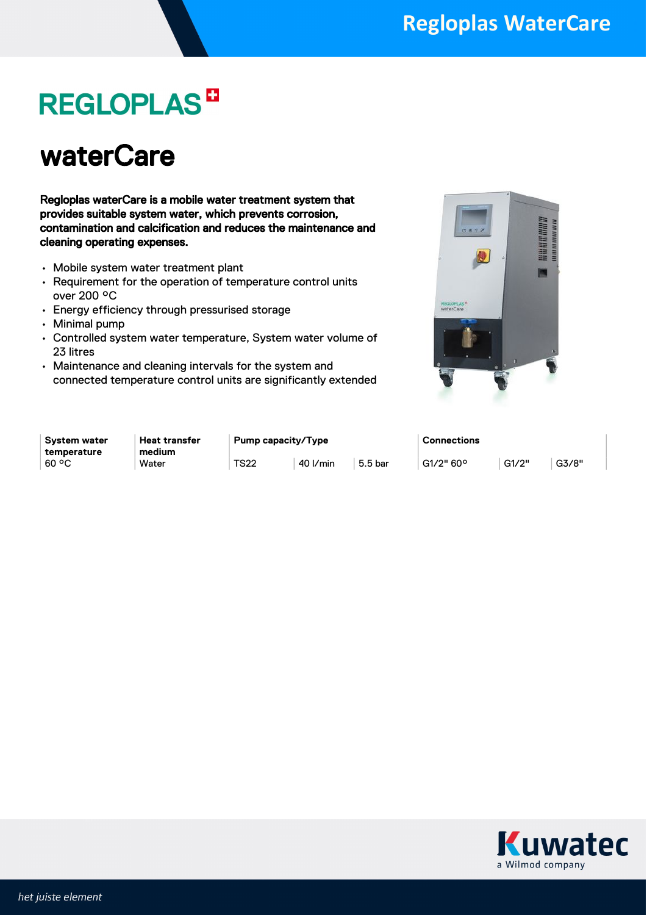# REGLOPLAS

## waterCare

**Regloplas waterCare is a mobile water treatment system that provides suitable system water, which prevents corrosion, contamination and calcification and reduces the maintenance and cleaning operating expenses.**

- Mobile system water treatment plant
- Requirement for the operation of temperature control units over 200 °C
- Energy efficiency through pressurised storage
- Minimal pump
- Controlled system water temperature, System water volume of 23 litres
- Maintenance and cleaning intervals for the system and connected temperature control units are significantly extended

| System water temperature | Heat transfer medium | Pump capacity/Type | | | Connections | | |
|---|---|---|---|---|---|---|---|
| 60 °C | Water | TS22 | 40 l/min | 5.5 bar | G1/2" 60° | G1/2" | G3/8" |

*het juiste element*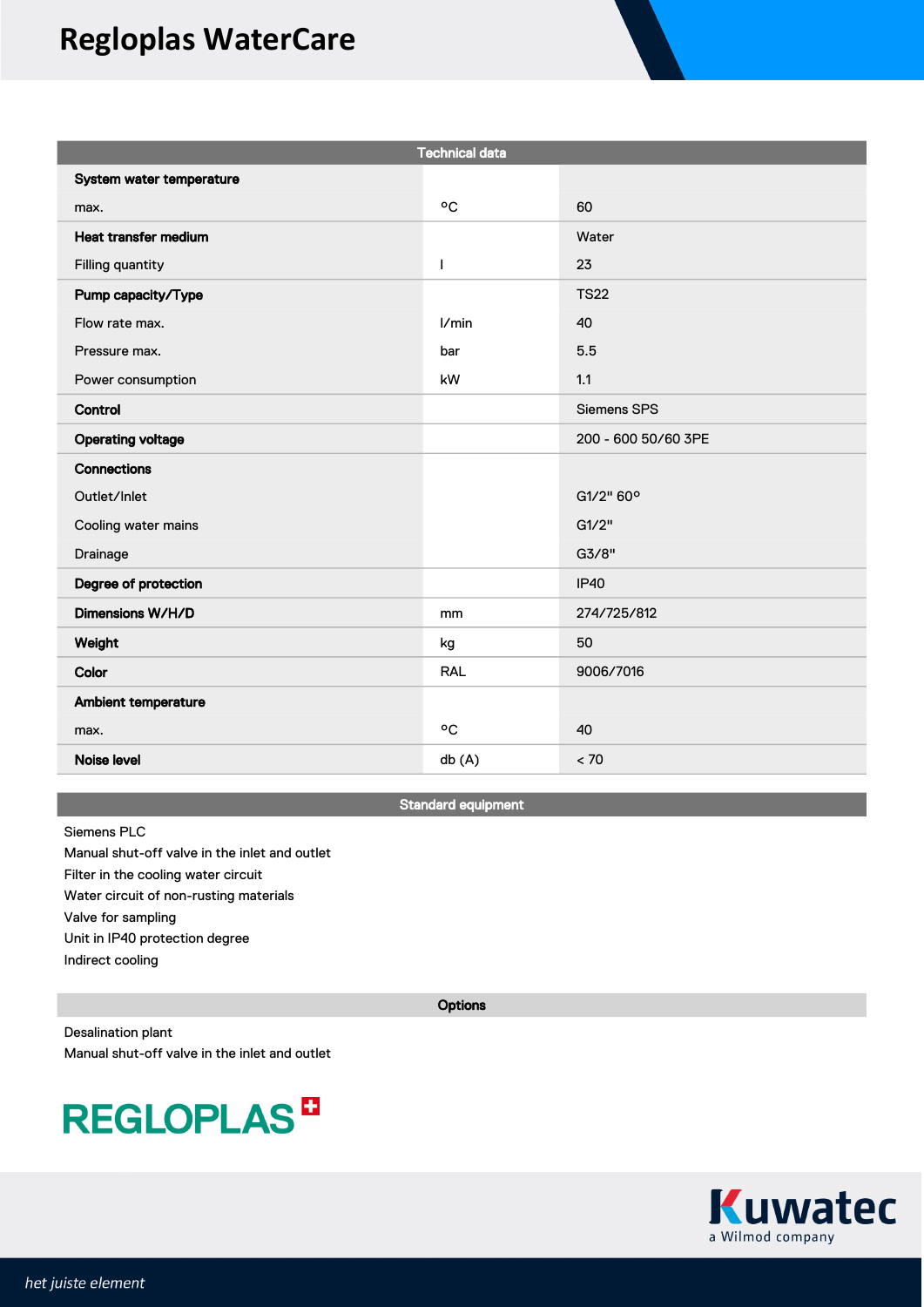# Regloplas WaterCare

| Technical data | | |
|---|---|---|
| **System water temperature** | | |
| max. | °C | 60 |
| **Heat transfer medium** | | Water |
| Filling quantity | l | 23 |
| **Pump capacity/Type** | | TS22 |
| Flow rate max. | l/min | 40 |
| Pressure max. | bar | 5.5 |
| Power consumption | kW | 1.1 |
| **Control** | | Siemens SPS |
| **Operating voltage** | | 200 - 600 50/60 3PE |
| **Connections** | | |
| Outlet/Inlet | | G1/2" 60° |
| Cooling water mains | | G1/2" |
| Drainage | | G3/8" |
| **Degree of protection** | | IP40 |
| **Dimensions W/H/D** | mm | 274/725/812 |
| **Weight** | kg | 50 |
| **Color** | RAL | 9006/7016 |
| **Ambient temperature** | | |
| max. | °C | 40 |
| **Noise level** | db (A) | < 70 |

## Standard equipment

Siemens PLC
Manual shut-off valve in the inlet and outlet
Filter in the cooling water circuit
Water circuit of non-rusting materials
Valve for sampling
Unit in IP40 protection degree
Indirect cooling

## Options

Desalination plant
Manual shut-off valve in the inlet and outlet

REGLOPLAS

Kuwatec
a Wilmod company

*het juiste element*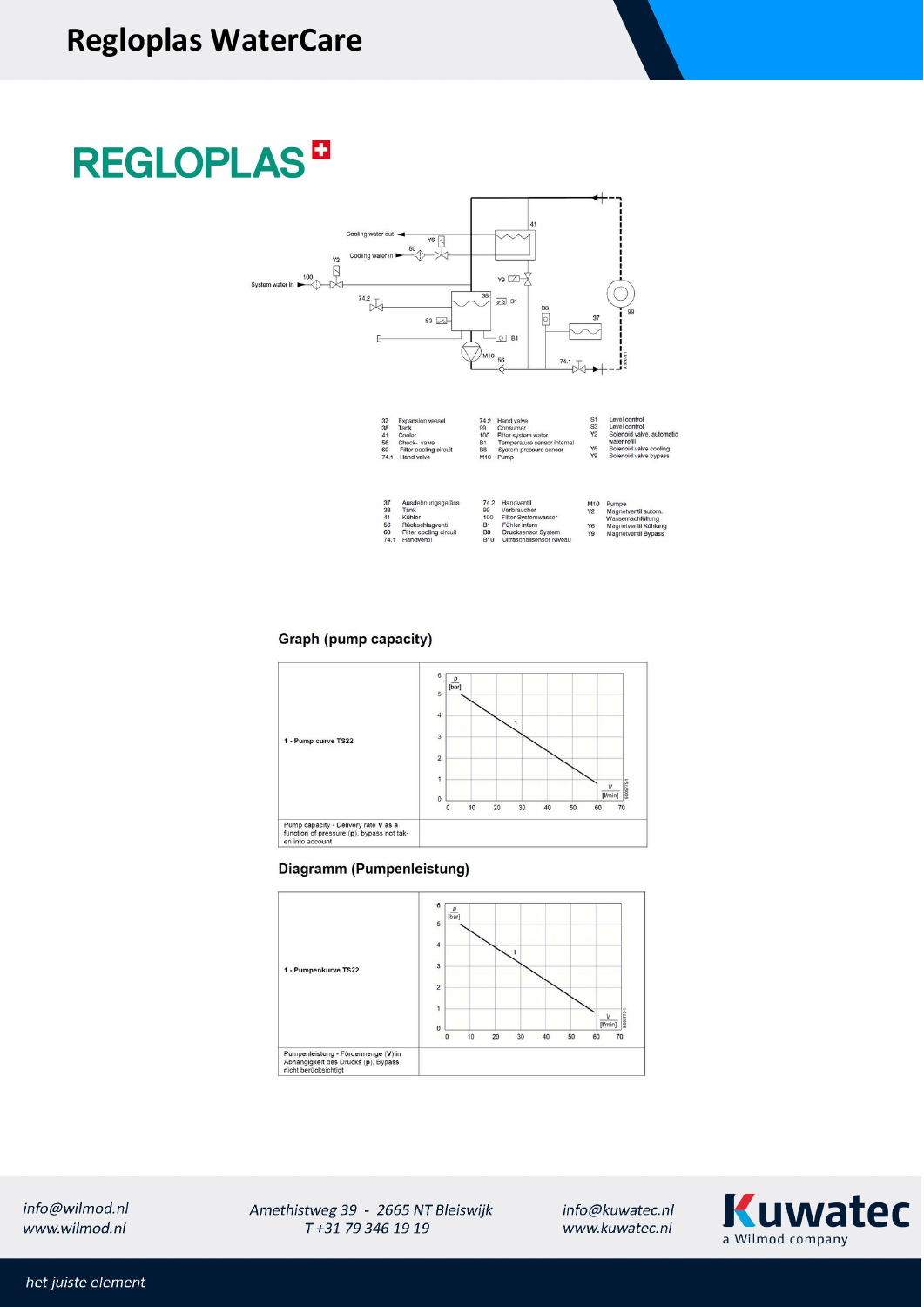REGLOPLAS

Cooling water out
Y6
60
Cooling water in
Y2
100
System water in
74.2
38
S1
S3
B1
M10
56
74.1
B8
37
99
41
Y9

| | | | | | |
|---|---|---|---|---|---|
| 37 | Expansion vessel | 74.2 | Hand valve | S1 | Level control |
| 38 | Tank | 99 | Consumer | S3 | Level control |
| 41 | Cooler | 100 | Filter system water | Y2 | Solenoid valve, automatic water refill |
| 56 | Check- valve | B1 | Temperature sensor internal | Y6 | Solenoid valve cooling |
| 60 | Filter cooling circuit | B8 | System pressure sensor | Y9 | Solenoid valve bypass |
| 74.1 | Hand valve | M10 | Pump | | |

| | | | | | |
|---|---|---|---|---|---|
| 37 | Ausdehnungsgefäss | 74.2 | Handventil | M10 | Pumpe |
| 38 | Tank | 99 | Verbraucher | Y2 | Magnetventil autom. Wassernachfüllung |
| 41 | Kühler | 100 | Filter Systemwasser | Y6 | Magnetventil Kühlung |
| 56 | Rückschlagventil | B1 | Fühler intern | Y9 | Magnetventil Bypass |
| 60 | Filter cooling circuit | B8 | Drucksensor System | | |
| 74.1 | Handventil | B10 | Ultraschallsensor Niveau | | |

## Graph (pump capacity)

1 - Pump curve TS22

p [bar]
0 1 2 3 4 5 6
V [l/min]
0 10 20 30 40 50 60 70
1

Pump capacity - Delivery rate V as a function of pressure (p), bypass not taken into account

## Diagramm (Pumpenleistung)

1 - Pumpenkurve TS22

p [bar]
0 1 2 3 4 5 6
V [l/min]
0 10 20 30 40 50 60 70
1

Pumpenleistung - Fördermenge (V) in Abhängigkeit des Drucks (p), Bypass nicht berücksichtigt